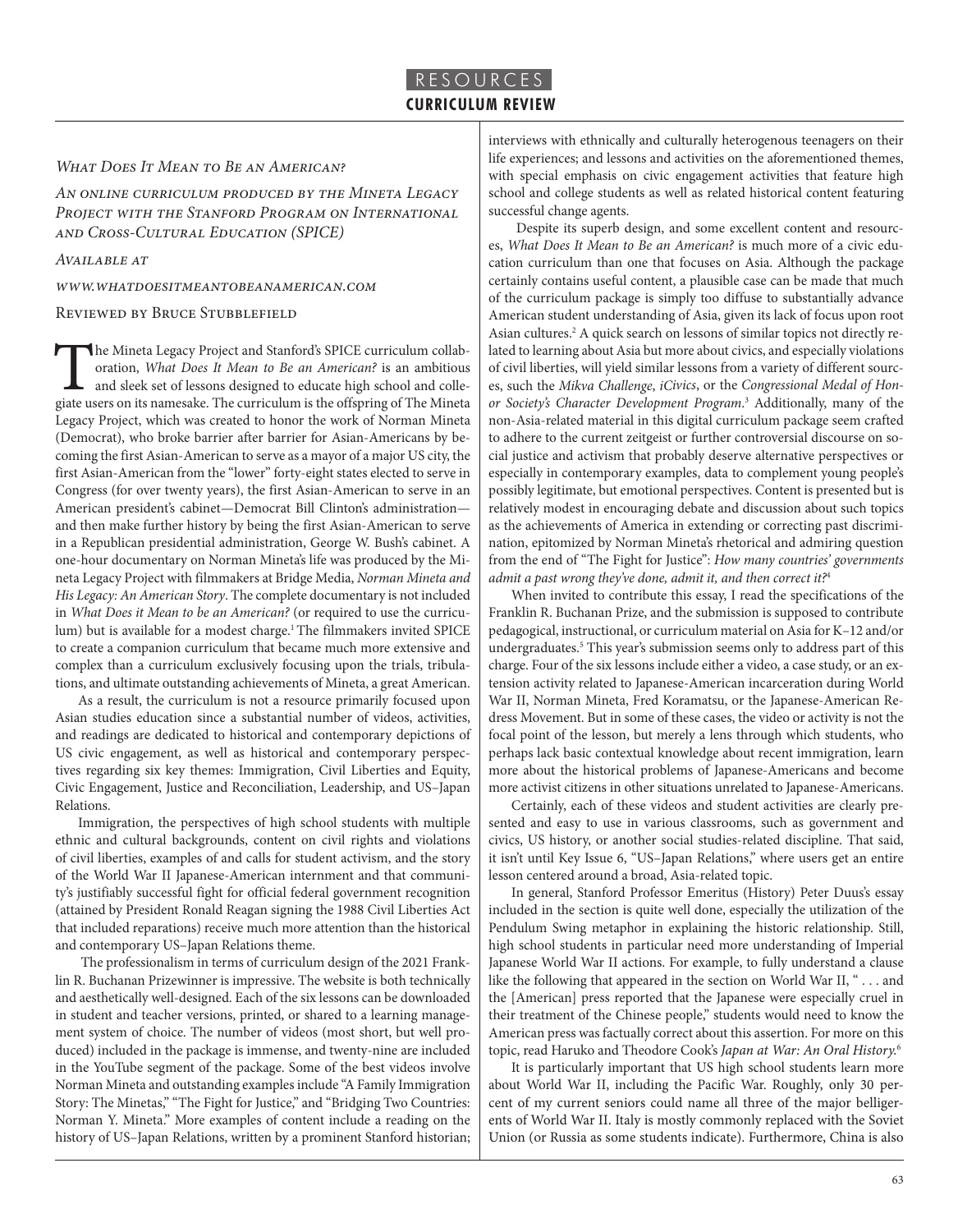# RESOURCES

## CURRICULUM REVIEW

*What Does It Mean to Be an American?*

*An online curriculum produced by the Mineta Legacy Project with the Stanford Program on International and Cross-Cultural Education (SPICE)*

*Available at*

*www.whatdoesitmeantobeanamerican.com*

Reviewed by Bruce Stubblefield

The Mineta Legacy Project and Stanford's SPICE curriculum collaboration, *What Does It Mean to Be an American?* is an ambitious and sleek set of lessons designed to educate high school and collegiate users on its namesake. The curriculum is the offspring of The Mineta Legacy Project, which was created to honor the work of Norman Mineta (Democrat), who broke barrier after barrier for Asian-Americans by becoming the first Asian-American to serve as a mayor of a major US city, the first Asian-American from the "lower" forty-eight states elected to serve in Congress (for over twenty years), the first Asian-American to serve in an American president's cabinet—Democrat Bill Clinton's administration—and then make further history by being the first Asian-American to serve in a Republican presidential administration, George W. Bush's cabinet. A one-hour documentary on Norman Mineta's life was produced by the Mineta Legacy Project with filmmakers at Bridge Media, *Norman Mineta and His Legacy: An American Story*. The complete documentary is not included in *What Does it Mean to be an American?* (or required to use the curriculum) but is available for a modest charge.[1] The filmmakers invited SPICE to create a companion curriculum that became much more extensive and complex than a curriculum exclusively focusing upon the trials, tribulations, and ultimate outstanding achievements of Mineta, a great American.

As a result, the curriculum is not a resource primarily focused upon Asian studies education since a substantial number of videos, activities, and readings are dedicated to historical and contemporary depictions of US civic engagement, as well as historical and contemporary perspectives regarding six key themes: Immigration, Civil Liberties and Equity, Civic Engagement, Justice and Reconciliation, Leadership, and US–Japan Relations.

Immigration, the perspectives of high school students with multiple ethnic and cultural backgrounds, content on civil rights and violations of civil liberties, examples of and calls for student activism, and the story of the World War II Japanese-American internment and that community's justifiably successful fight for official federal government recognition (attained by President Ronald Reagan signing the 1988 Civil Liberties Act that included reparations) receive much more attention than the historical and contemporary US–Japan Relations theme.

The professionalism in terms of curriculum design of the 2021 Franklin R. Buchanan Prizewinner is impressive. The website is both technically and aesthetically well-designed. Each of the six lessons can be downloaded in student and teacher versions, printed, or shared to a learning management system of choice. The number of videos (most short, but well produced) included in the package is immense, and twenty-nine are included in the YouTube segment of the package. Some of the best videos involve Norman Mineta and outstanding examples include "A Family Immigration Story: The Minetas," "The Fight for Justice," and "Bridging Two Countries: Norman Y. Mineta." More examples of content include a reading on the history of US–Japan Relations, written by a prominent Stanford historian; interviews with ethnically and culturally heterogenous teenagers on their life experiences; and lessons and activities on the aforementioned themes, with special emphasis on civic engagement activities that feature high school and college students as well as related historical content featuring successful change agents.

Despite its superb design, and some excellent content and resources, *What Does It Mean to Be an American?* is much more of a civic education curriculum than one that focuses on Asia. Although the package certainly contains useful content, a plausible case can be made that much of the curriculum package is simply too diffuse to substantially advance American student understanding of Asia, given its lack of focus upon root Asian cultures.[2] A quick search on lessons of similar topics not directly related to learning about Asia but more about civics, and especially violations of civil liberties, will yield similar lessons from a variety of different sources, such the *Mikva Challenge*, *iCivics*, or the *Congressional Medal of Honor Society's Character Development Program*.[3] Additionally, many of the non-Asia-related material in this digital curriculum package seem crafted to adhere to the current zeitgeist or further controversial discourse on social justice and activism that probably deserve alternative perspectives or especially in contemporary examples, data to complement young people's possibly legitimate, but emotional perspectives. Content is presented but is relatively modest in encouraging debate and discussion about such topics as the achievements of America in extending or correcting past discrimination, epitomized by Norman Mineta's rhetorical and admiring question from the end of "The Fight for Justice": *How many countries' governments admit a past wrong they've done, admit it, and then correct it?*[4]

When invited to contribute this essay, I read the specifications of the Franklin R. Buchanan Prize, and the submission is supposed to contribute pedagogical, instructional, or curriculum material on Asia for K–12 and/or undergraduates.[5] This year's submission seems only to address part of this charge. Four of the six lessons include either a video, a case study, or an extension activity related to Japanese-American incarceration during World War II, Norman Mineta, Fred Koramatsu, or the Japanese-American Redress Movement. But in some of these cases, the video or activity is not the focal point of the lesson, but merely a lens through which students, who perhaps lack basic contextual knowledge about recent immigration, learn more about the historical problems of Japanese-Americans and become more activist citizens in other situations unrelated to Japanese-Americans.

Certainly, each of these videos and student activities are clearly presented and easy to use in various classrooms, such as government and civics, US history, or another social studies-related discipline. That said, it isn't until Key Issue 6, "US–Japan Relations," where users get an entire lesson centered around a broad, Asia-related topic.

In general, Stanford Professor Emeritus (History) Peter Duus's essay included in the section is quite well done, especially the utilization of the Pendulum Swing metaphor in explaining the historic relationship. Still, high school students in particular need more understanding of Imperial Japanese World War II actions. For example, to fully understand a clause like the following that appeared in the section on World War II, " . . . and the [American] press reported that the Japanese were especially cruel in their treatment of the Chinese people," students would need to know the American press was factually correct about this assertion. For more on this topic, read Haruko and Theodore Cook's *Japan at War: An Oral History*.[6]

It is particularly important that US high school students learn more about World War II, including the Pacific War. Roughly, only 30 percent of my current seniors could name all three of the major belligerents of World War II. Italy is mostly commonly replaced with the Soviet Union (or Russia as some students indicate). Furthermore, China is also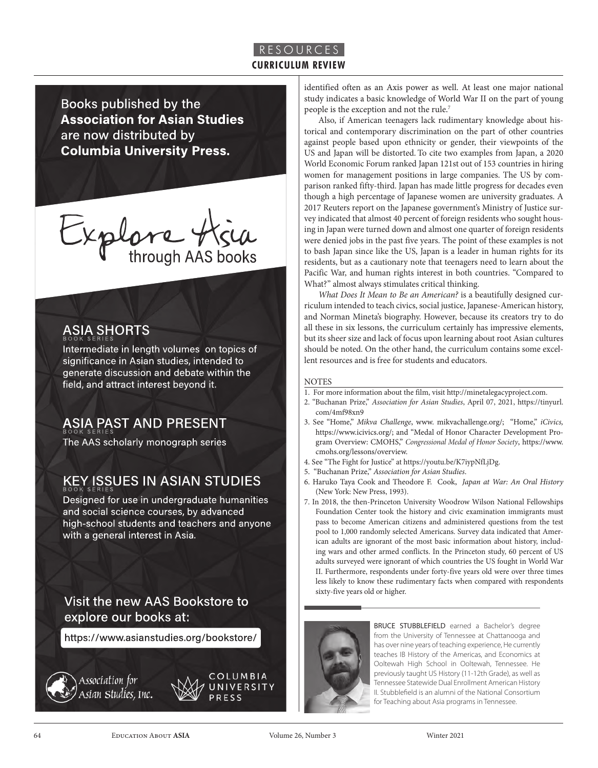Books published by the **Association for Asian Studies** are now distributed by **Columbia University Press.**

Explore Asia through AAS books

## ASIA SHORTS

BOOK SERIES

Intermediate in length volumes on topics of significance in Asian studies, intended to generate discussion and debate within the field, and attract interest beyond it.

## ASIA PAST AND PRESENT

BOOK SERIES

The AAS scholarly monograph series

## KEY ISSUES IN ASIAN STUDIES

BOOK SERIES

Designed for use in undergraduate humanities and social science courses, by advanced high-school students and teachers and anyone with a general interest in Asia.

Visit the new AAS Bookstore to explore our books at:

https://www.asianstudies.org/bookstore/

Association for Asian Studies, Inc. — COLUMBIA UNIVERSITY PRESS

identified often as an Axis power as well. At least one major national study indicates a basic knowledge of World War II on the part of young people is the exception and not the rule.[7]

Also, if American teenagers lack rudimentary knowledge about historical and contemporary discrimination on the part of other countries against people based upon ethnicity or gender, their viewpoints of the US and Japan will be distorted. To cite two examples from Japan, a 2020 World Economic Forum ranked Japan 121st out of 153 countries in hiring women for management positions in large companies. The US by comparison ranked fifty-third. Japan has made little progress for decades even though a high percentage of Japanese women are university graduates. A 2017 Reuters report on the Japanese government's Ministry of Justice survey indicated that almost 40 percent of foreign residents who sought housing in Japan were turned down and almost one quarter of foreign residents were denied jobs in the past five years. The point of these examples is not to bash Japan since like the US, Japan is a leader in human rights for its residents, but as a cautionary note that teenagers need to learn about the Pacific War, and human rights interest in both countries. "Compared to What?" almost always stimulates critical thinking.

*What Does It Mean to Be an American?* is a beautifully designed curriculum intended to teach civics, social justice, Japanese-American history, and Norman Mineta's biography. However, because its creators try to do all these in six lessons, the curriculum certainly has impressive elements, but its sheer size and lack of focus upon learning about root Asian cultures should be noted. On the other hand, the curriculum contains some excellent resources and is free for students and educators.

## NOTES

1. For more information about the film, visit http://minetalegacyproject.com.
2. "Buchanan Prize," *Association for Asian Studies*, April 07, 2021, https://tinyurl.com/4mf98xn9
3. See "Home," *Mikva Challenge*, www. mikvachallenge.org/; "Home," *iCivics*, https://www.icivics.org/; and "Medal of Honor Character Development Program Overview: CMOHS," *Congressional Medal of Honor Society*, https://www.cmohs.org/lessons/overview.
4. See "The Fight for Justice" at https://youtu.be/K7iypNfLjDg.
5. "Buchanan Prize," *Association for Asian Studies*.
6. Haruko Taya Cook and Theodore F. Cook, *Japan at War: An Oral History* (New York: New Press, 1993).
7. In 2018, the then-Princeton University Woodrow Wilson National Fellowships Foundation Center took the history and civic examination immigrants must pass to become American citizens and administered questions from the test pool to 1,000 randomly selected Americans. Survey data indicated that American adults are ignorant of the most basic information about history, including wars and other armed conflicts. In the Princeton study, 60 percent of US adults surveyed were ignorant of which countries the US fought in World War II. Furthermore, respondents under forty-five years old were over three times less likely to know these rudimentary facts when compared with respondents sixty-five years old or higher.

BRUCE STUBBLEFIELD earned a Bachelor's degree from the University of Tennessee at Chattanooga and has over nine years of teaching experience, He currently teaches IB History of the Americas, and Economics at Ooltewah High School in Ooltewah, Tennessee. He previously taught US History (11-12th Grade), as well as Tennessee Statewide Dual Enrollment American History II. Stubblefield is an alumni of the National Consortium for Teaching about Asia programs in Tennessee.